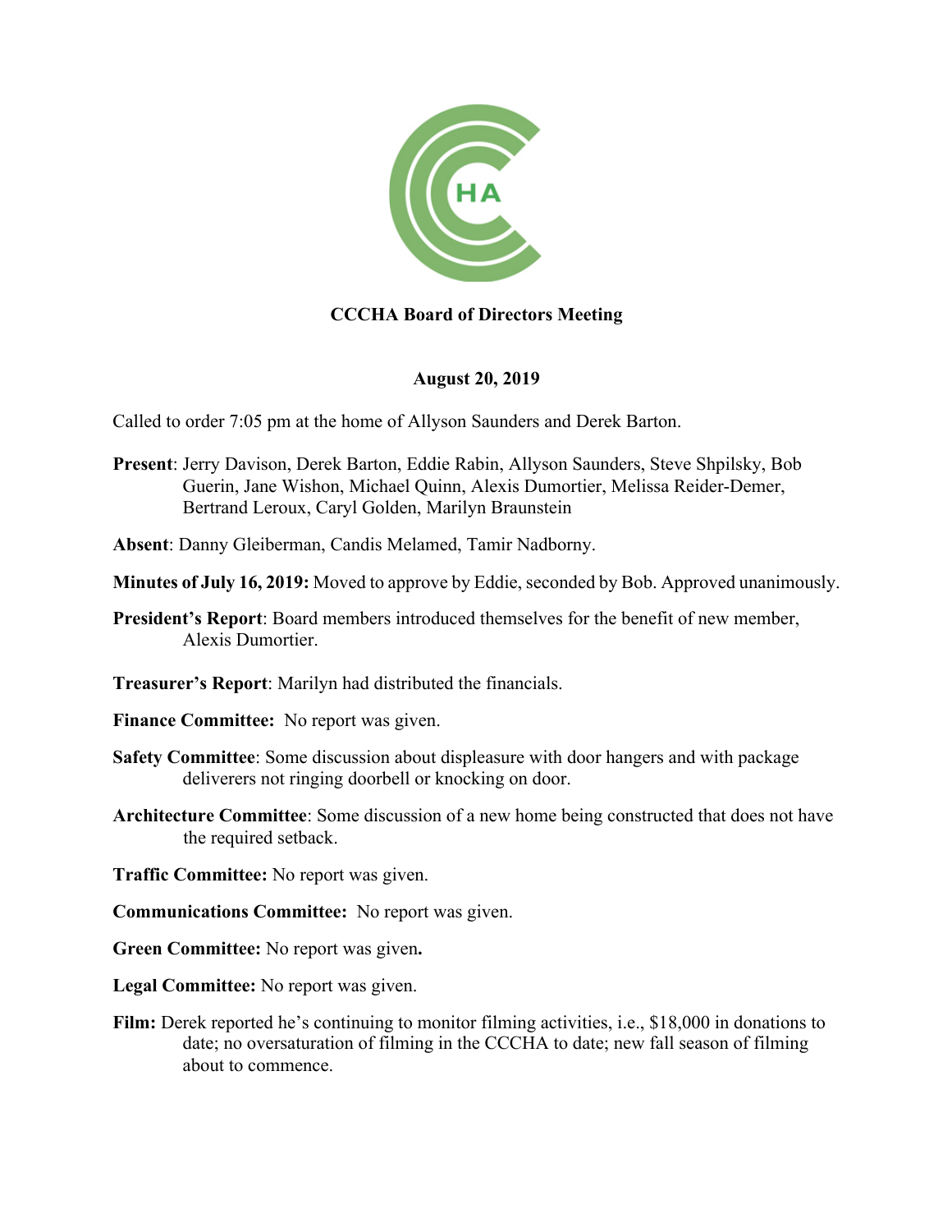# CCCHA Board of Directors Meeting

## August 20, 2019

Called to order 7:05 pm at the home of Allyson Saunders and Derek Barton.

**Present**: Jerry Davison, Derek Barton, Eddie Rabin, Allyson Saunders, Steve Shpilsky, Bob Guerin, Jane Wishon, Michael Quinn, Alexis Dumortier, Melissa Reider-Demer, Bertrand Leroux, Caryl Golden, Marilyn Braunstein

**Absent**: Danny Gleiberman, Candis Melamed, Tamir Nadborny.

**Minutes of July 16, 2019:** Moved to approve by Eddie, seconded by Bob. Approved unanimously.

**President's Report**: Board members introduced themselves for the benefit of new member, Alexis Dumortier.

**Treasurer's Report**: Marilyn had distributed the financials.

**Finance Committee:** No report was given.

**Safety Committee**: Some discussion about displeasure with door hangers and with package deliverers not ringing doorbell or knocking on door.

**Architecture Committee**: Some discussion of a new home being constructed that does not have the required setback.

**Traffic Committee:** No report was given.

**Communications Committee:** No report was given.

**Green Committee:** No report was given**.**

**Legal Committee:** No report was given.

**Film:** Derek reported he's continuing to monitor filming activities, i.e., $18,000 in donations to date; no oversaturation of filming in the CCCHA to date; new fall season of filming about to commence.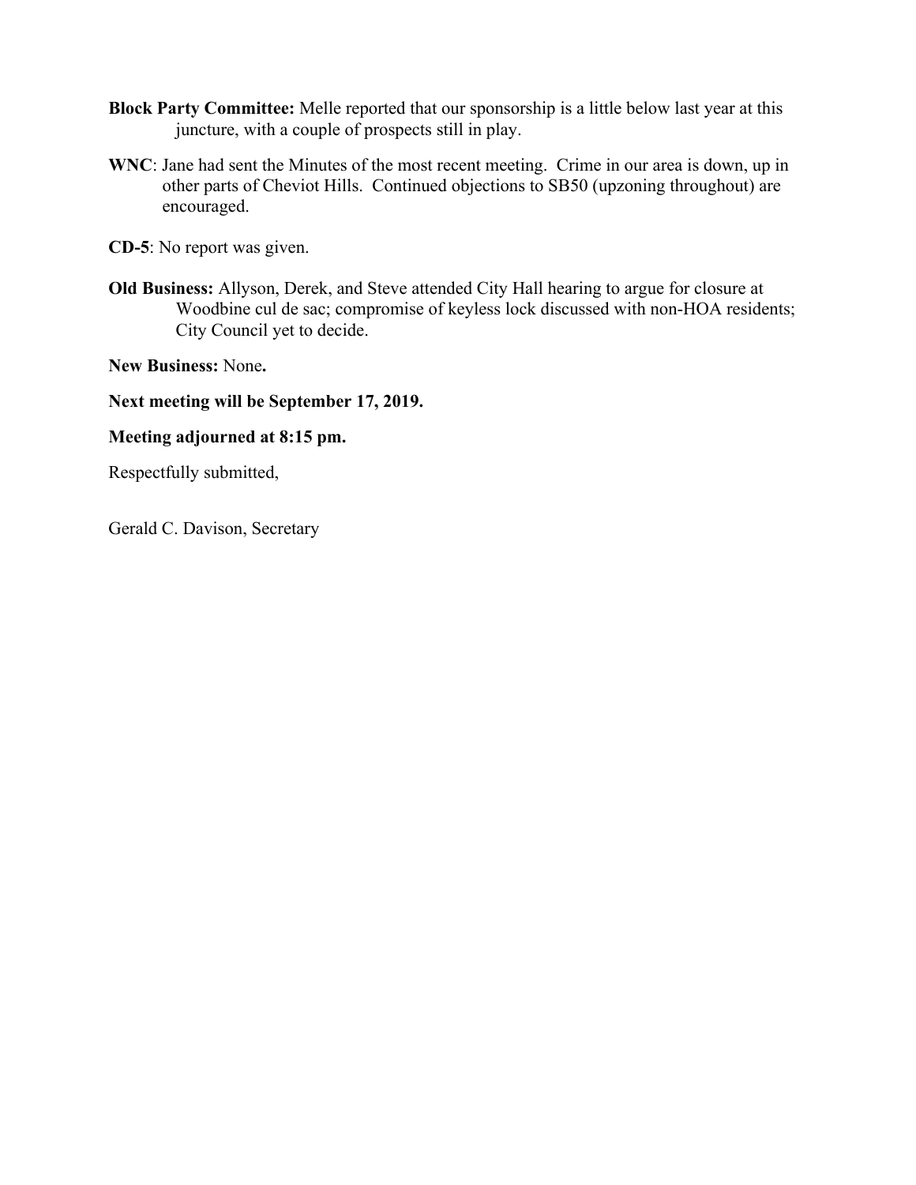**Block Party Committee:** Melle reported that our sponsorship is a little below last year at this juncture, with a couple of prospects still in play.

**WNC**: Jane had sent the Minutes of the most recent meeting. Crime in our area is down, up in other parts of Cheviot Hills. Continued objections to SB50 (upzoning throughout) are encouraged.

**CD-5**: No report was given.

**Old Business:** Allyson, Derek, and Steve attended City Hall hearing to argue for closure at Woodbine cul de sac; compromise of keyless lock discussed with non-HOA residents; City Council yet to decide.

**New Business:** None**.**

**Next meeting will be September 17, 2019.**

**Meeting adjourned at 8:15 pm.**

Respectfully submitted,

Gerald C. Davison, Secretary